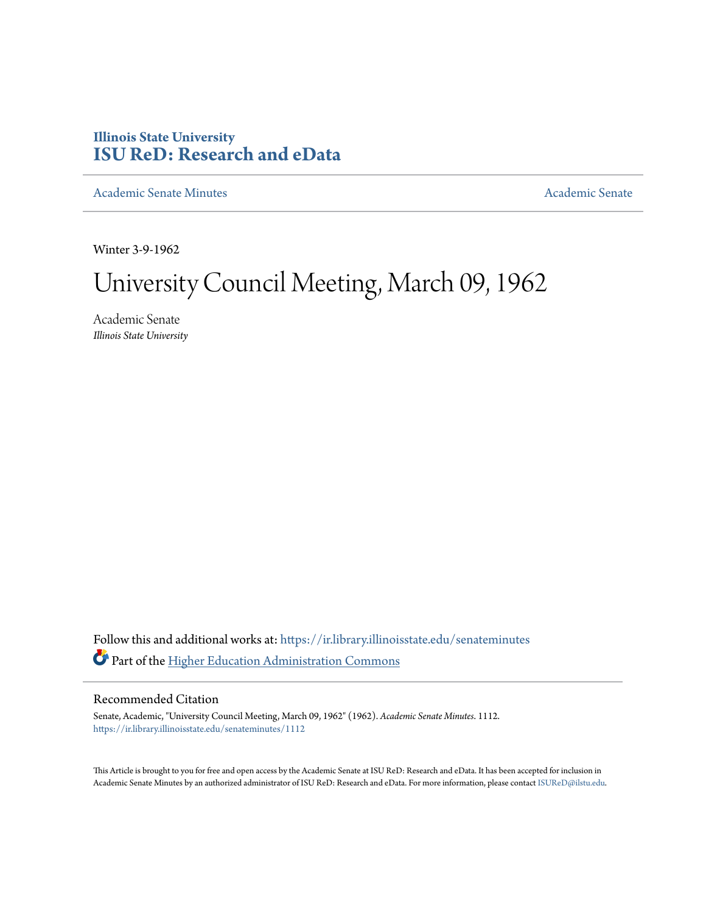# Illinois State University
# ISU ReD: Research and eData

Academic Senate Minutes

Academic Senate

Winter 3-9-1962

# University Council Meeting, March 09, 1962

Academic Senate
*Illinois State University*

Follow this and additional works at: https://ir.library.illinoisstate.edu/senateminutes

Part of the Higher Education Administration Commons

## Recommended Citation

Senate, Academic, "University Council Meeting, March 09, 1962" (1962). *Academic Senate Minutes*. 1112.
https://ir.library.illinoisstate.edu/senateminutes/1112

This Article is brought to you for free and open access by the Academic Senate at ISU ReD: Research and eData. It has been accepted for inclusion in Academic Senate Minutes by an authorized administrator of ISU ReD: Research and eData. For more information, please contact ISUReD@ilstu.edu.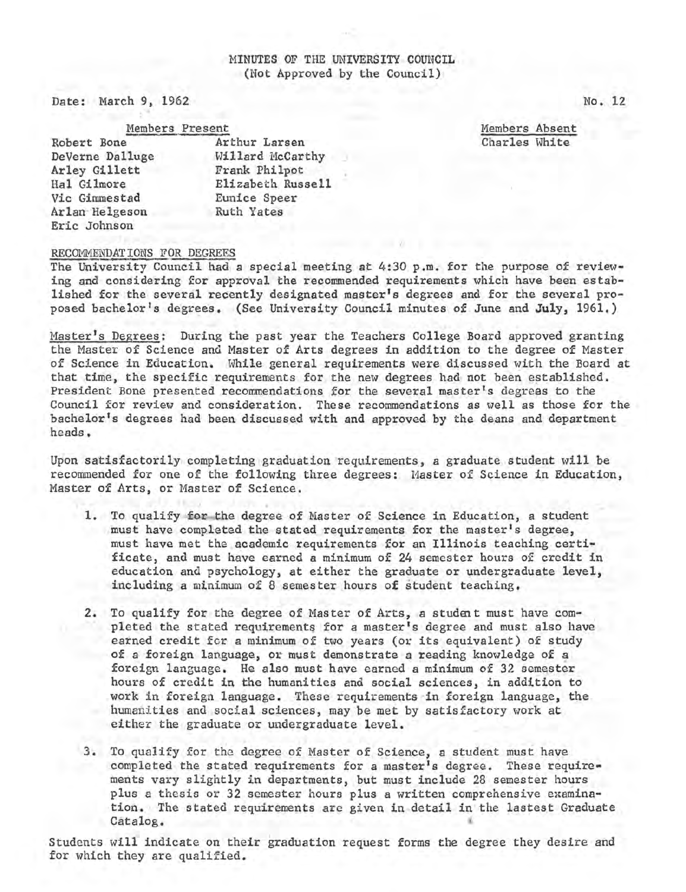# MINUTES OF THE UNIVERSITY COUNCIL
(Not Approved by the Council)

Date: March 9, 1962 No. 12

| Members Present | | Members Absent |
|---|---|---|
| Robert Bone | Arthur Larsen | Charles White |
| DeVerne Dalluge | Willard McCarthy | |
| Arley Gillett | Frank Philpot | |
| Hal Gilmore | Elizabeth Russell | |
| Vic Gimmestad | Eunice Speer | |
| Arlan Helgeson | Ruth Yates | |
| Eric Johnson | | |

RECOMMENDATIONS FOR DEGREES

The University Council had a special meeting at 4:30 p.m. for the purpose of reviewing and considering for approval the recommended requirements which have been established for the several recently designated master's degrees and for the several proposed bachelor's degrees. (See University Council minutes of June and July, 1961.)

Master's Degrees: During the past year the Teachers College Board approved granting the Master of Science and Master of Arts degrees in addition to the degree of Master of Science in Education. While general requirements were discussed with the Board at that time, the specific requirements for the new degrees had not been established. President Bone presented recommendations for the several master's degrees to the Council for review and consideration. These recommendations as well as those for the bachelor's degrees had been discussed with and approved by the deans and department heads.

Upon satisfactorily completing graduation requirements, a graduate student will be recommended for one of the following three degrees: Master of Science in Education, Master of Arts, or Master of Science.

1. To qualify for the degree of Master of Science in Education, a student must have completed the stated requirements for the master's degree, must have met the academic requirements for an Illinois teaching certificate, and must have earned a minimum of 24 semester hours of credit in education and psychology, at either the graduate or undergraduate level, including a minimum of 8 semester hours of student teaching.

2. To qualify for the degree of Master of Arts, a student must have completed the stated requirements for a master's degree and must also have earned credit for a minimum of two years (or its equivalent) of study of a foreign language, or must demonstrate a reading knowledge of a foreign language. He also must have earned a minimum of 32 semester hours of credit in the humanities and social sciences, in addition to work in foreign language. These requirements in foreign language, the humanities and social sciences, may be met by satisfactory work at either the graduate or undergraduate level.

3. To qualify for the degree of Master of Science, a student must have completed the stated requirements for a master's degree. These requirements vary slightly in departments, but must include 28 semester hours plus a thesis or 32 semester hours plus a written comprehensive examination. The stated requirements are given in detail in the lastest Graduate Catalog.

Students will indicate on their graduation request forms the degree they desire and for which they are qualified.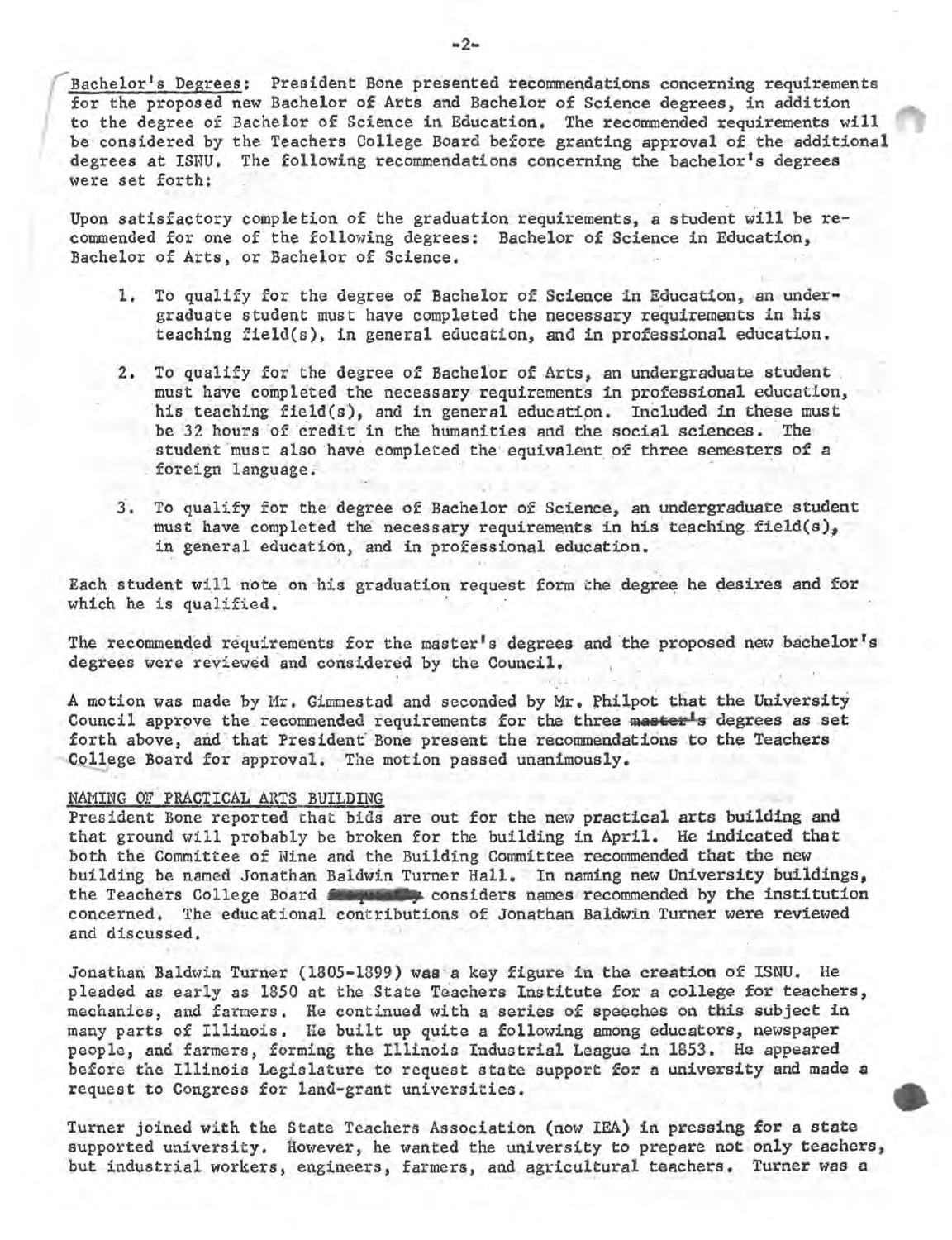Bachelor's Degrees: President Bone presented recommendations concerning requirements for the proposed new Bachelor of Arts and Bachelor of Science degrees, in addition to the degree of Bachelor of Science in Education. The recommended requirements will be considered by the Teachers College Board before granting approval of the additional degrees at ISNU. The following recommendations concerning the bachelor's degrees were set forth:

Upon satisfactory completion of the graduation requirements, a student will be recommended for one of the following degrees: Bachelor of Science in Education, Bachelor of Arts, or Bachelor of Science.

1. To qualify for the degree of Bachelor of Science in Education, an undergraduate student must have completed the necessary requirements in his teaching field(s), in general education, and in professional education.

2. To qualify for the degree of Bachelor of Arts, an undergraduate student must have completed the necessary requirements in professional education, his teaching field(s), and in general education. Included in these must be 32 hours of credit in the humanities and the social sciences. The student must also have completed the equivalent of three semesters of a foreign language.

3. To qualify for the degree of Bachelor of Science, an undergraduate student must have completed the necessary requirements in his teaching field(s), in general education, and in professional education.

Each student will note on his graduation request form the degree he desires and for which he is qualified.

The recommended requirements for the master's degrees and the proposed new bachelor's degrees were reviewed and considered by the Council.

A motion was made by Mr. Gimmestad and seconded by Mr. Philpot that the University Council approve the recommended requirements for the three ~~master's~~ degrees as set forth above, and that President Bone present the recommendations to the Teachers College Board for approval. The motion passed unanimously.

NAMING OF PRACTICAL ARTS BUILDING

President Bone reported that bids are out for the new practical arts building and that ground will probably be broken for the building in April. He indicated that both the Committee of Nine and the Building Committee recommended that the new building be named Jonathan Baldwin Turner Hall. In naming new University buildings, the Teachers College Board ~~frequently~~ considers names recommended by the institution concerned. The educational contributions of Jonathan Baldwin Turner were reviewed and discussed.

Jonathan Baldwin Turner (1805-1899) was a key figure in the creation of ISNU. He pleaded as early as 1850 at the State Teachers Institute for a college for teachers, mechanics, and farmers. He continued with a series of speeches on this subject in many parts of Illinois. He built up quite a following among educators, newspaper people, and farmers, forming the Illinois Industrial League in 1853. He appeared before the Illinois Legislature to request state support for a university and made a request to Congress for land-grant universities.

Turner joined with the State Teachers Association (now IEA) in pressing for a state supported university. However, he wanted the university to prepare not only teachers, but industrial workers, engineers, farmers, and agricultural teachers. Turner was a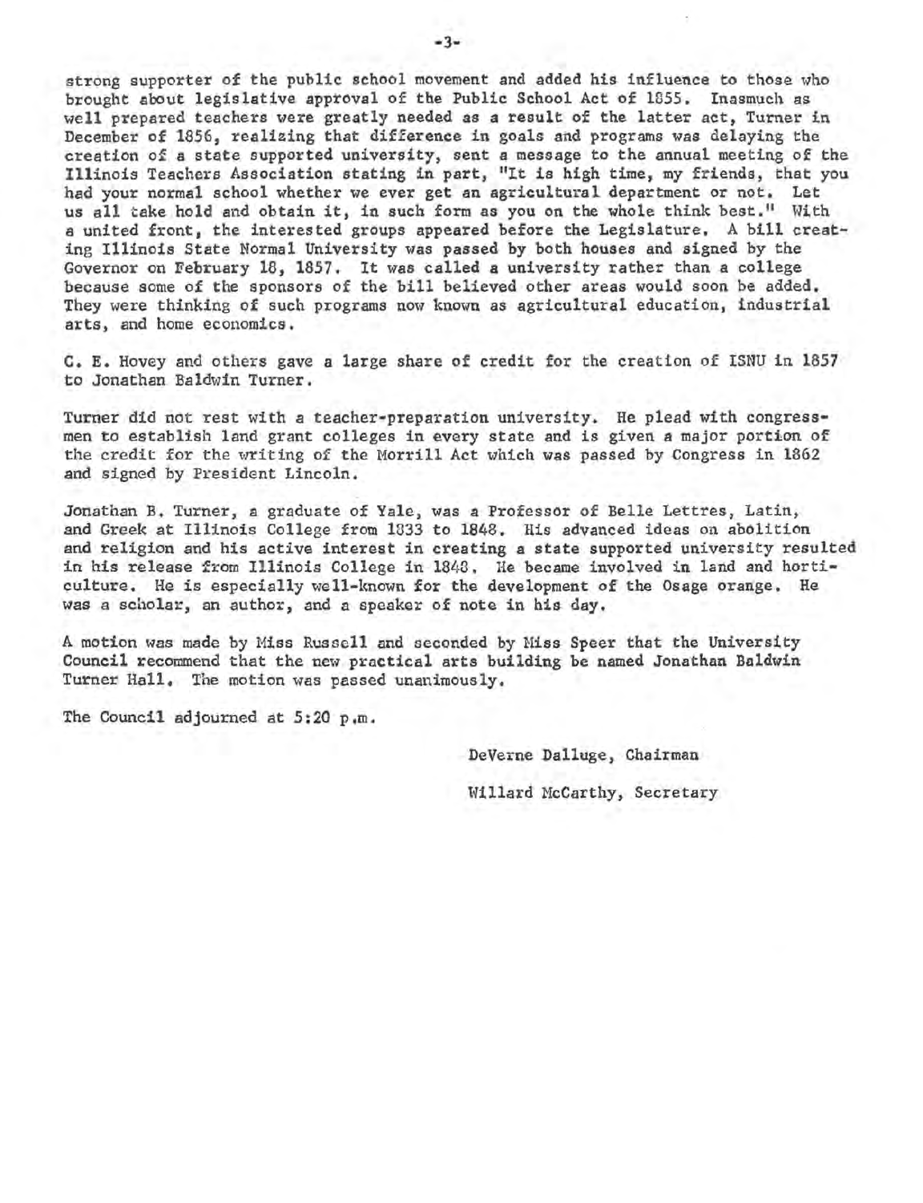strong supporter of the public school movement and added his influence to those who brought about legislative approval of the Public School Act of 1855. Inasmuch as well prepared teachers were greatly needed as a result of the latter act, Turner in December of 1856, realizing that difference in goals and programs was delaying the creation of a state supported university, sent a message to the annual meeting of the Illinois Teachers Association stating in part, "It is high time, my friends, that you had your normal school whether we ever get an agricultural department or not. Let us all take hold and obtain it, in such form as you on the whole think best." With a united front, the interested groups appeared before the Legislature. A bill creating Illinois State Normal University was passed by both houses and signed by the Governor on February 18, 1857. It was called a university rather than a college because some of the sponsors of the bill believed other areas would soon be added. They were thinking of such programs now known as agricultural education, industrial arts, and home economics.

C. E. Hovey and others gave a large share of credit for the creation of ISNU in 1857 to Jonathan Baldwin Turner.

Turner did not rest with a teacher-preparation university. He plead with congressmen to establish land grant colleges in every state and is given a major portion of the credit for the writing of the Morrill Act which was passed by Congress in 1862 and signed by President Lincoln.

Jonathan B. Turner, a graduate of Yale, was a Professor of Belle Lettres, Latin, and Greek at Illinois College from 1833 to 1848. His advanced ideas on abolition and religion and his active interest in creating a state supported university resulted in his release from Illinois College in 1848. He became involved in land and horticulture. He is especially well-known for the development of the Osage orange. He was a scholar, an author, and a speaker of note in his day.

A motion was made by Miss Russell and seconded by Miss Speer that the University Council recommend that the new practical arts building be named Jonathan Baldwin Turner Hall. The motion was passed unanimously.

The Council adjourned at 5:20 p.m.

DeVerne Dalluge, Chairman

Willard McCarthy, Secretary